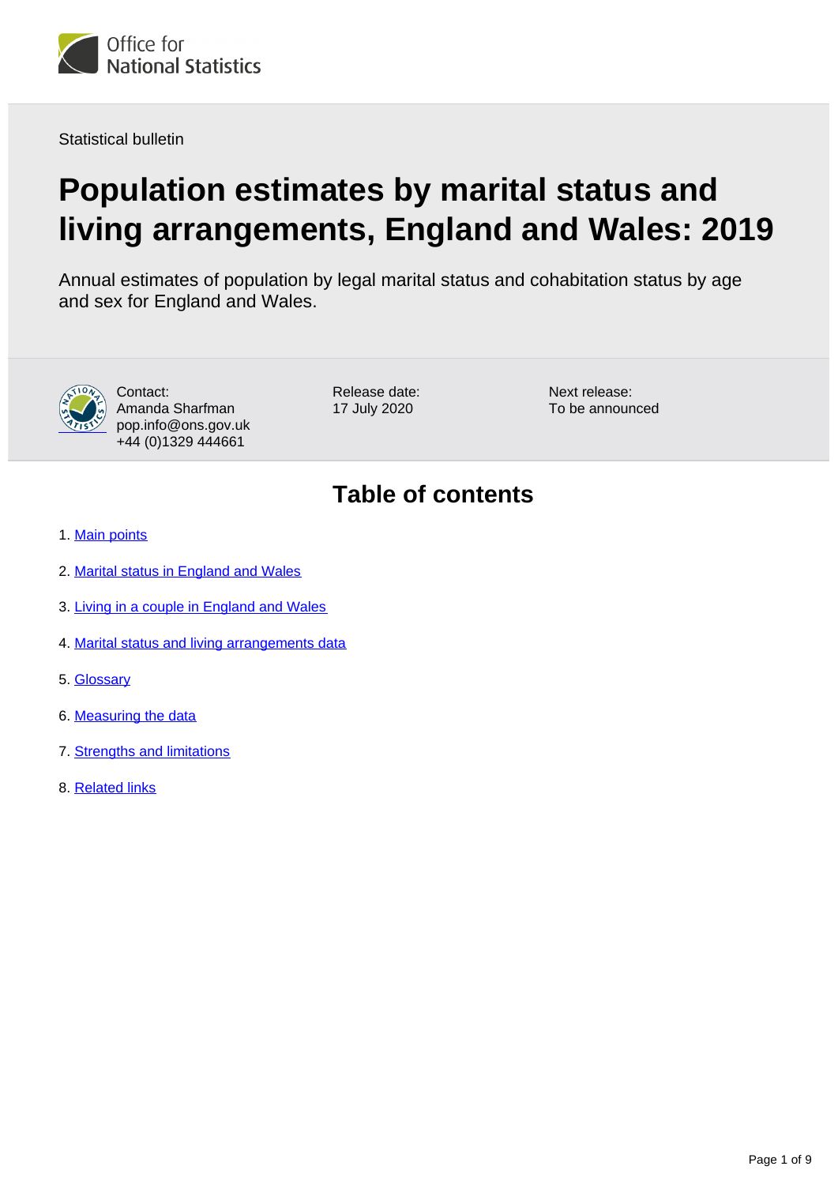Statistical bulletin

# Population estimates by marital status and living arrangements, England and Wales: 2019

Annual estimates of population by legal marital status and cohabitation status by age and sex for England and Wales.

Contact:
Amanda Sharfman
pop.info@ons.gov.uk
+44 (0)1329 444661

Release date:
17 July 2020

Next release:
To be announced

## Table of contents

1. Main points
2. Marital status in England and Wales
3. Living in a couple in England and Wales
4. Marital status and living arrangements data
5. Glossary
6. Measuring the data
7. Strengths and limitations
8. Related links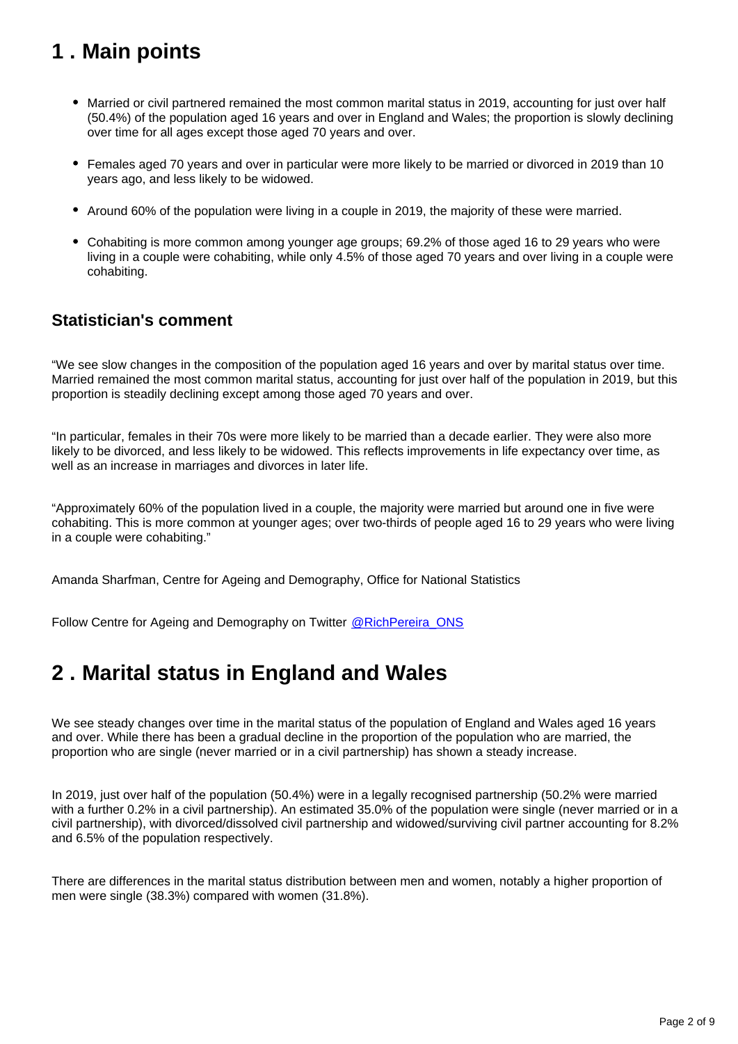## 1 . Main points

- Married or civil partnered remained the most common marital status in 2019, accounting for just over half (50.4%) of the population aged 16 years and over in England and Wales; the proportion is slowly declining over time for all ages except those aged 70 years and over.
- Females aged 70 years and over in particular were more likely to be married or divorced in 2019 than 10 years ago, and less likely to be widowed.
- Around 60% of the population were living in a couple in 2019, the majority of these were married.
- Cohabiting is more common among younger age groups; 69.2% of those aged 16 to 29 years who were living in a couple were cohabiting, while only 4.5% of those aged 70 years and over living in a couple were cohabiting.

### Statistician's comment

"We see slow changes in the composition of the population aged 16 years and over by marital status over time. Married remained the most common marital status, accounting for just over half of the population in 2019, but this proportion is steadily declining except among those aged 70 years and over.

"In particular, females in their 70s were more likely to be married than a decade earlier. They were also more likely to be divorced, and less likely to be widowed. This reflects improvements in life expectancy over time, as well as an increase in marriages and divorces in later life.

"Approximately 60% of the population lived in a couple, the majority were married but around one in five were cohabiting. This is more common at younger ages; over two-thirds of people aged 16 to 29 years who were living in a couple were cohabiting."

Amanda Sharfman, Centre for Ageing and Demography, Office for National Statistics

Follow Centre for Ageing and Demography on Twitter @RichPereira_ONS

## 2 . Marital status in England and Wales

We see steady changes over time in the marital status of the population of England and Wales aged 16 years and over. While there has been a gradual decline in the proportion of the population who are married, the proportion who are single (never married or in a civil partnership) has shown a steady increase.

In 2019, just over half of the population (50.4%) were in a legally recognised partnership (50.2% were married with a further 0.2% in a civil partnership). An estimated 35.0% of the population were single (never married or in a civil partnership), with divorced/dissolved civil partnership and widowed/surviving civil partner accounting for 8.2% and 6.5% of the population respectively.

There are differences in the marital status distribution between men and women, notably a higher proportion of men were single (38.3%) compared with women (31.8%).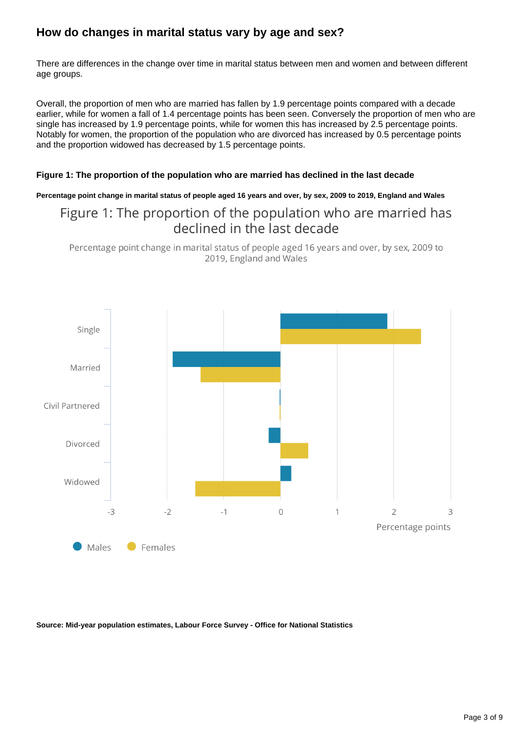## How do changes in marital status vary by age and sex?

There are differences in the change over time in marital status between men and women and between different age groups.

Overall, the proportion of men who are married has fallen by 1.9 percentage points compared with a decade earlier, while for women a fall of 1.4 percentage points has been seen. Conversely the proportion of men who are single has increased by 1.9 percentage points, while for women this has increased by 2.5 percentage points. Notably for women, the proportion of the population who are divorced has increased by 0.5 percentage points and the proportion widowed has decreased by 1.5 percentage points.

**Figure 1: The proportion of the population who are married has declined in the last decade**

**Percentage point change in marital status of people aged 16 years and over, by sex, 2009 to 2019, England and Wales**

Figure 1: The proportion of the population who are married has declined in the last decade

Percentage point change in marital status of people aged 16 years and over, by sex, 2009 to 2019, England and Wales

**Source: Mid-year population estimates, Labour Force Survey - Office for National Statistics**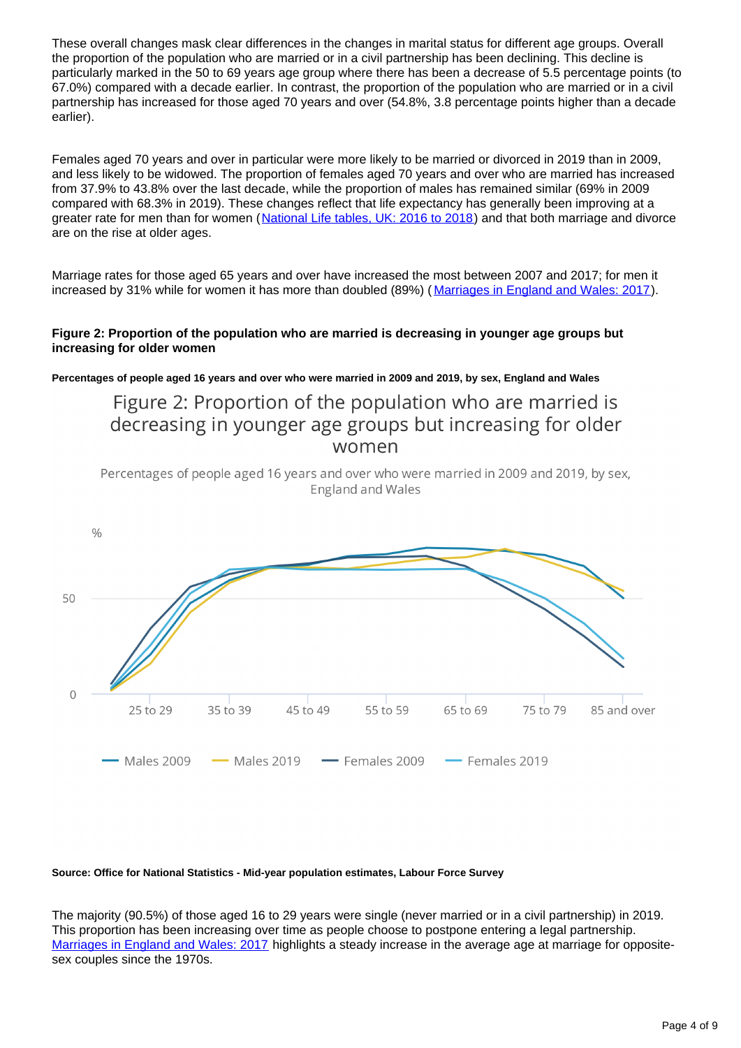These overall changes mask clear differences in the changes in marital status for different age groups. Overall the proportion of the population who are married or in a civil partnership has been declining. This decline is particularly marked in the 50 to 69 years age group where there has been a decrease of 5.5 percentage points (to 67.0%) compared with a decade earlier. In contrast, the proportion of the population who are married or in a civil partnership has increased for those aged 70 years and over (54.8%, 3.8 percentage points higher than a decade earlier).

Females aged 70 years and over in particular were more likely to be married or divorced in 2019 than in 2009, and less likely to be widowed. The proportion of females aged 70 years and over who are married has increased from 37.9% to 43.8% over the last decade, while the proportion of males has remained similar (69% in 2009 compared with 68.3% in 2019). These changes reflect that life expectancy has generally been improving at a greater rate for men than for women ([National Life tables, UK: 2016 to 2018]) and that both marriage and divorce are on the rise at older ages.

Marriage rates for those aged 65 years and over have increased the most between 2007 and 2017; for men it increased by 31% while for women it has more than doubled (89%) ([Marriages in England and Wales: 2017]).

**Figure 2: Proportion of the population who are married is decreasing in younger age groups but increasing for older women**

**Percentages of people aged 16 years and over who were married in 2009 and 2019, by sex, England and Wales**

Figure 2: Proportion of the population who are married is decreasing in younger age groups but increasing for older women

Percentages of people aged 16 years and over who were married in 2009 and 2019, by sex, England and Wales

%

50

0

25 to 29 | 35 to 39 | 45 to 49 | 55 to 59 | 65 to 69 | 75 to 79 | 85 and over

Males 2009 | Males 2019 | Females 2009 | Females 2019

**Source: Office for National Statistics - Mid-year population estimates, Labour Force Survey**

The majority (90.5%) of those aged 16 to 29 years were single (never married or in a civil partnership) in 2019. This proportion has been increasing over time as people choose to postpone entering a legal partnership. [Marriages in England and Wales: 2017] highlights a steady increase in the average age at marriage for opposite-sex couples since the 1970s.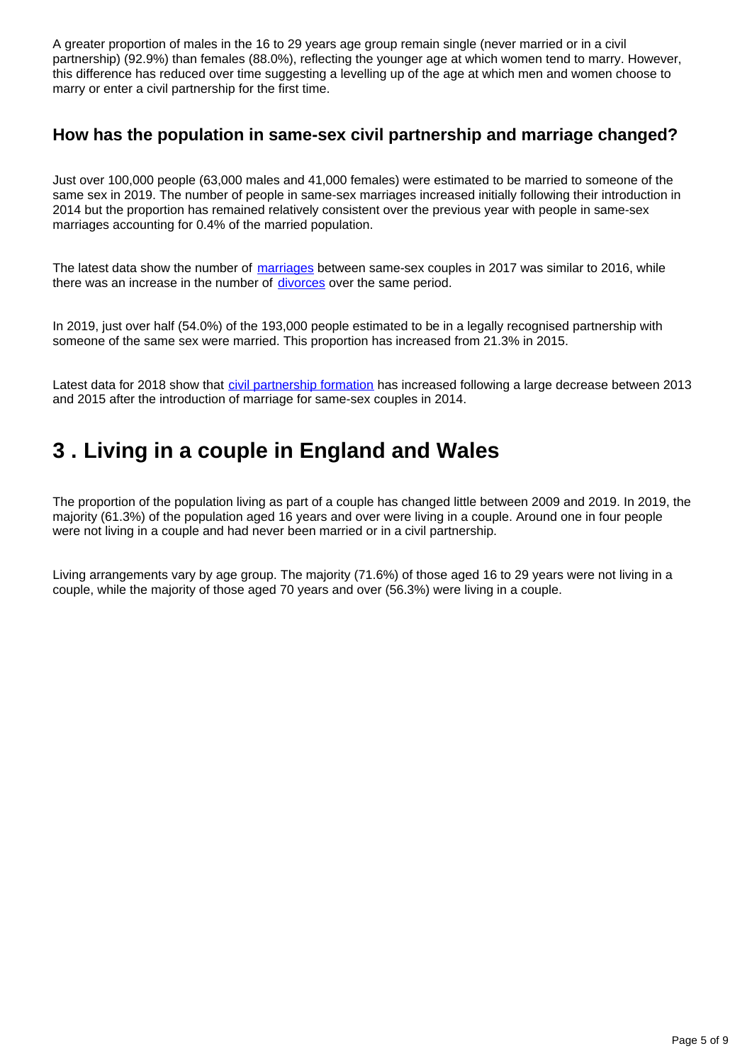A greater proportion of males in the 16 to 29 years age group remain single (never married or in a civil partnership) (92.9%) than females (88.0%), reflecting the younger age at which women tend to marry. However, this difference has reduced over time suggesting a levelling up of the age at which men and women choose to marry or enter a civil partnership for the first time.

### How has the population in same-sex civil partnership and marriage changed?

Just over 100,000 people (63,000 males and 41,000 females) were estimated to be married to someone of the same sex in 2019. The number of people in same-sex marriages increased initially following their introduction in 2014 but the proportion has remained relatively consistent over the previous year with people in same-sex marriages accounting for 0.4% of the married population.

The latest data show the number of marriages between same-sex couples in 2017 was similar to 2016, while there was an increase in the number of divorces over the same period.

In 2019, just over half (54.0%) of the 193,000 people estimated to be in a legally recognised partnership with someone of the same sex were married. This proportion has increased from 21.3% in 2015.

Latest data for 2018 show that civil partnership formation has increased following a large decrease between 2013 and 2015 after the introduction of marriage for same-sex couples in 2014.

## 3 . Living in a couple in England and Wales

The proportion of the population living as part of a couple has changed little between 2009 and 2019. In 2019, the majority (61.3%) of the population aged 16 years and over were living in a couple. Around one in four people were not living in a couple and had never been married or in a civil partnership.

Living arrangements vary by age group. The majority (71.6%) of those aged 16 to 29 years were not living in a couple, while the majority of those aged 70 years and over (56.3%) were living in a couple.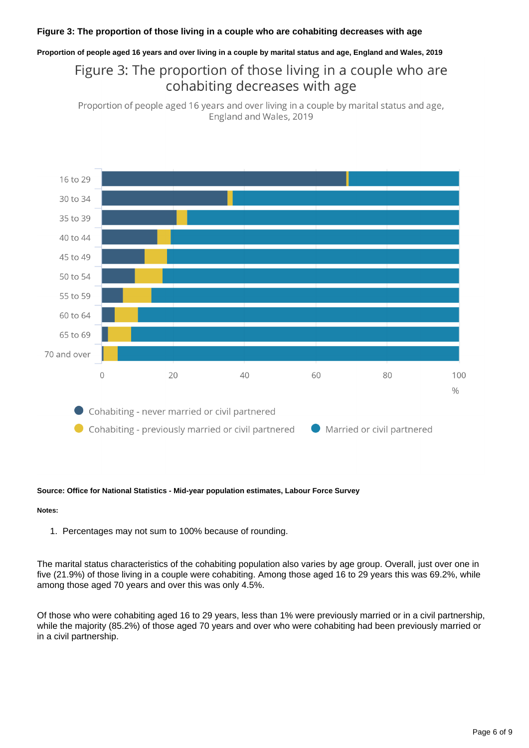**Figure 3: The proportion of those living in a couple who are cohabiting decreases with age**

**Proportion of people aged 16 years and over living in a couple by marital status and age, England and Wales, 2019**

Figure 3: The proportion of those living in a couple who are cohabiting decreases with age

Proportion of people aged 16 years and over living in a couple by marital status and age, England and Wales, 2019

**Source: Office for National Statistics - Mid-year population estimates, Labour Force Survey**

**Notes:**

1. Percentages may not sum to 100% because of rounding.

The marital status characteristics of the cohabiting population also varies by age group. Overall, just over one in five (21.9%) of those living in a couple were cohabiting. Among those aged 16 to 29 years this was 69.2%, while among those aged 70 years and over this was only 4.5%.

Of those who were cohabiting aged 16 to 29 years, less than 1% were previously married or in a civil partnership, while the majority (85.2%) of those aged 70 years and over who were cohabiting had been previously married or in a civil partnership.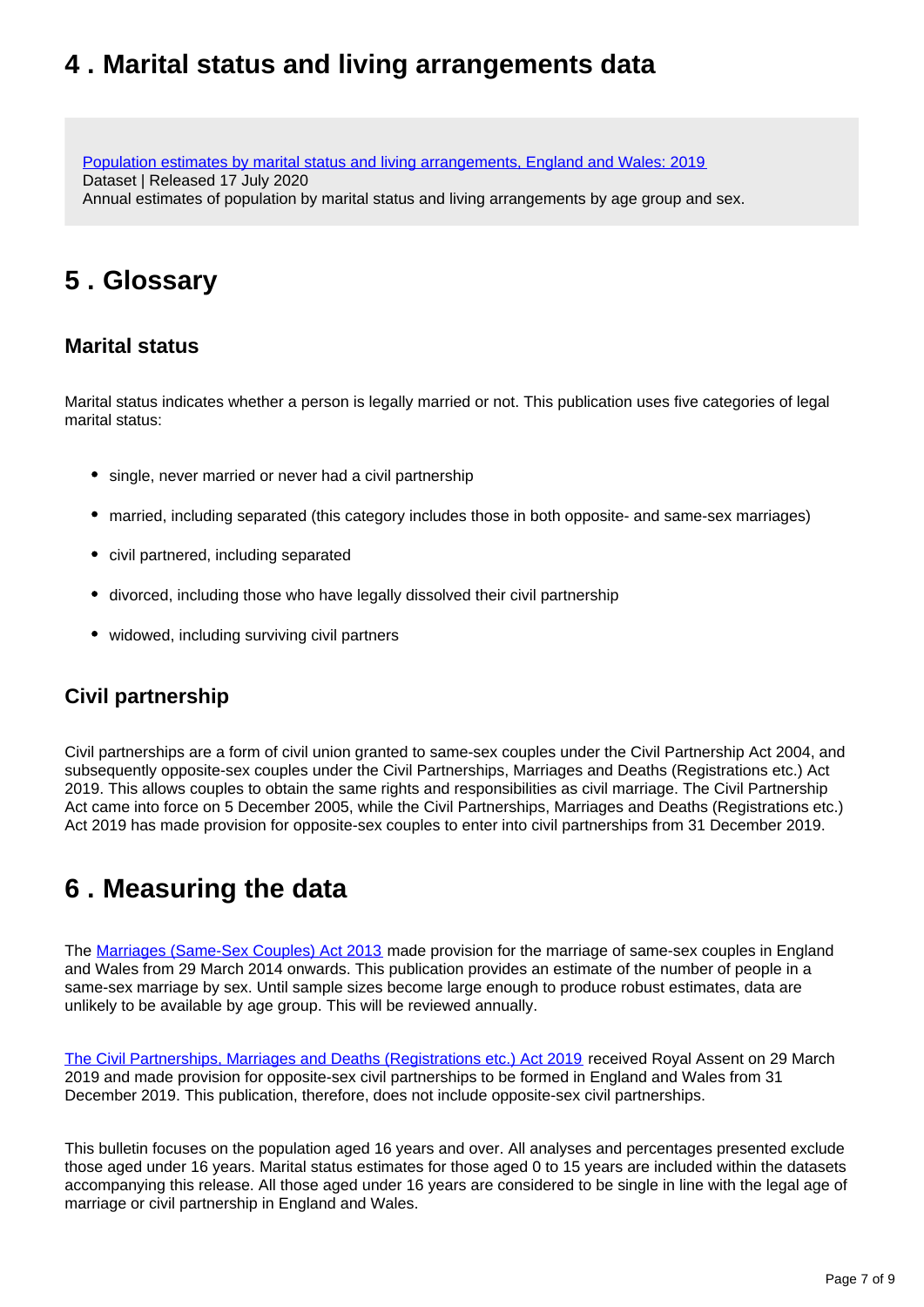## 4 . Marital status and living arrangements data

[Population estimates by marital status and living arrangements, England and Wales: 2019](#)
Dataset | Released 17 July 2020
Annual estimates of population by marital status and living arrangements by age group and sex.

## 5 . Glossary

### Marital status

Marital status indicates whether a person is legally married or not. This publication uses five categories of legal marital status:

- single, never married or never had a civil partnership
- married, including separated (this category includes those in both opposite- and same-sex marriages)
- civil partnered, including separated
- divorced, including those who have legally dissolved their civil partnership
- widowed, including surviving civil partners

### Civil partnership

Civil partnerships are a form of civil union granted to same-sex couples under the Civil Partnership Act 2004, and subsequently opposite-sex couples under the Civil Partnerships, Marriages and Deaths (Registrations etc.) Act 2019. This allows couples to obtain the same rights and responsibilities as civil marriage. The Civil Partnership Act came into force on 5 December 2005, while the Civil Partnerships, Marriages and Deaths (Registrations etc.) Act 2019 has made provision for opposite-sex couples to enter into civil partnerships from 31 December 2019.

## 6 . Measuring the data

The Marriages (Same-Sex Couples) Act 2013 made provision for the marriage of same-sex couples in England and Wales from 29 March 2014 onwards. This publication provides an estimate of the number of people in a same-sex marriage by sex. Until sample sizes become large enough to produce robust estimates, data are unlikely to be available by age group. This will be reviewed annually.

The Civil Partnerships, Marriages and Deaths (Registrations etc.) Act 2019 received Royal Assent on 29 March 2019 and made provision for opposite-sex civil partnerships to be formed in England and Wales from 31 December 2019. This publication, therefore, does not include opposite-sex civil partnerships.

This bulletin focuses on the population aged 16 years and over. All analyses and percentages presented exclude those aged under 16 years. Marital status estimates for those aged 0 to 15 years are included within the datasets accompanying this release. All those aged under 16 years are considered to be single in line with the legal age of marriage or civil partnership in England and Wales.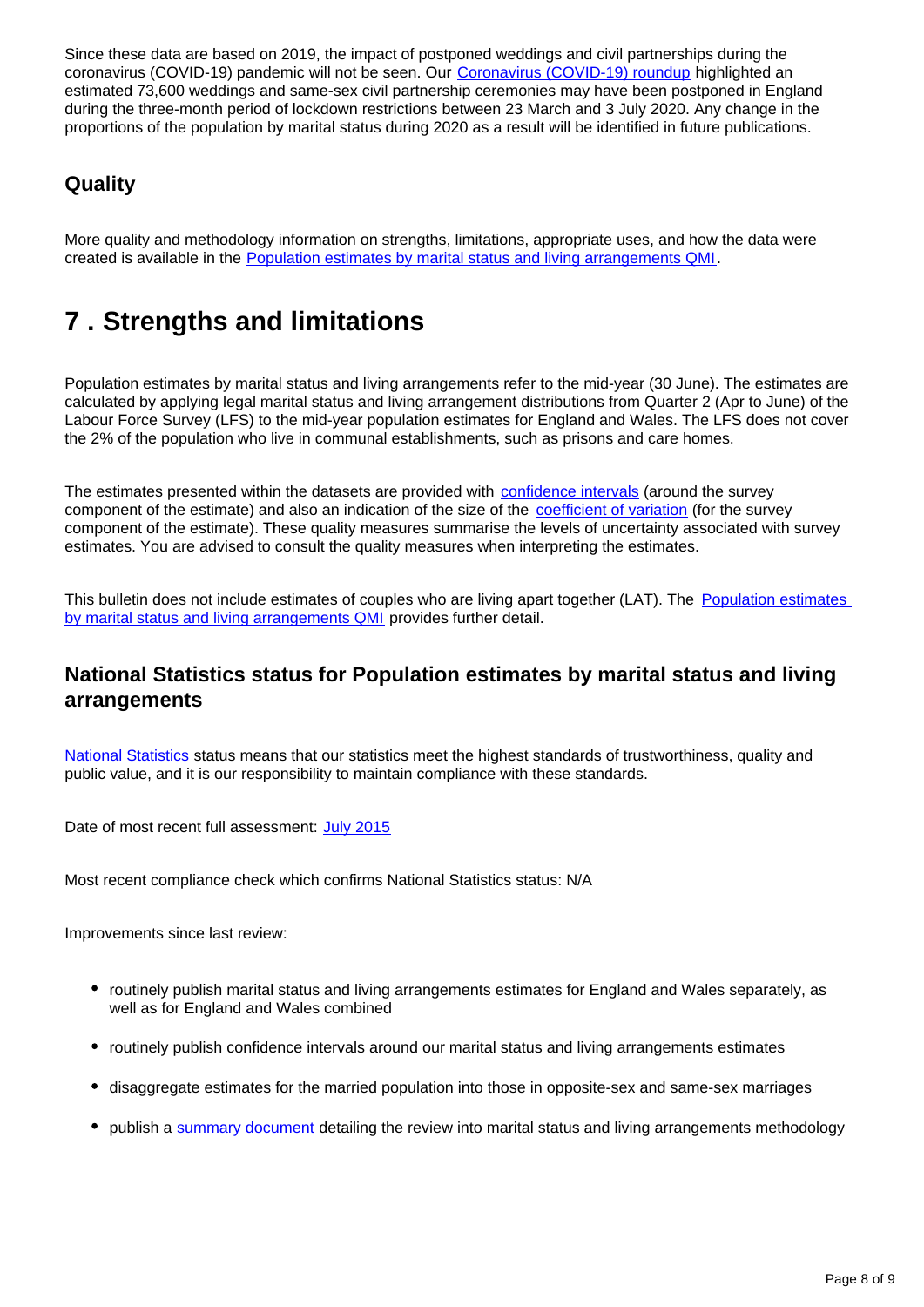Since these data are based on 2019, the impact of postponed weddings and civil partnerships during the coronavirus (COVID-19) pandemic will not be seen. Our Coronavirus (COVID-19) roundup highlighted an estimated 73,600 weddings and same-sex civil partnership ceremonies may have been postponed in England during the three-month period of lockdown restrictions between 23 March and 3 July 2020. Any change in the proportions of the population by marital status during 2020 as a result will be identified in future publications.

### Quality

More quality and methodology information on strengths, limitations, appropriate uses, and how the data were created is available in the Population estimates by marital status and living arrangements QMI.

## 7 . Strengths and limitations

Population estimates by marital status and living arrangements refer to the mid-year (30 June). The estimates are calculated by applying legal marital status and living arrangement distributions from Quarter 2 (Apr to June) of the Labour Force Survey (LFS) to the mid-year population estimates for England and Wales. The LFS does not cover the 2% of the population who live in communal establishments, such as prisons and care homes.

The estimates presented within the datasets are provided with confidence intervals (around the survey component of the estimate) and also an indication of the size of the coefficient of variation (for the survey component of the estimate). These quality measures summarise the levels of uncertainty associated with survey estimates. You are advised to consult the quality measures when interpreting the estimates.

This bulletin does not include estimates of couples who are living apart together (LAT). The Population estimates by marital status and living arrangements QMI provides further detail.

### National Statistics status for Population estimates by marital status and living arrangements

National Statistics status means that our statistics meet the highest standards of trustworthiness, quality and public value, and it is our responsibility to maintain compliance with these standards.

Date of most recent full assessment: July 2015

Most recent compliance check which confirms National Statistics status: N/A

Improvements since last review:

- routinely publish marital status and living arrangements estimates for England and Wales separately, as well as for England and Wales combined
- routinely publish confidence intervals around our marital status and living arrangements estimates
- disaggregate estimates for the married population into those in opposite-sex and same-sex marriages
- publish a summary document detailing the review into marital status and living arrangements methodology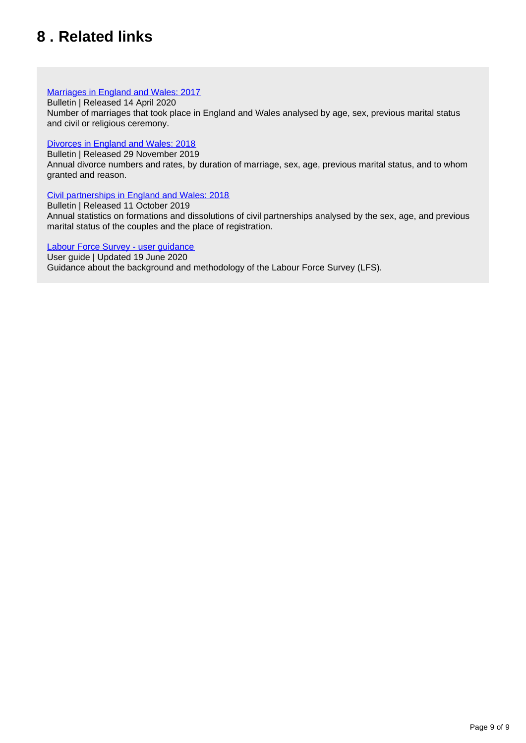## 8 . Related links

[Marriages in England and Wales: 2017]
Bulletin | Released 14 April 2020
Number of marriages that took place in England and Wales analysed by age, sex, previous marital status and civil or religious ceremony.

[Divorces in England and Wales: 2018]
Bulletin | Released 29 November 2019
Annual divorce numbers and rates, by duration of marriage, sex, age, previous marital status, and to whom granted and reason.

[Civil partnerships in England and Wales: 2018]
Bulletin | Released 11 October 2019
Annual statistics on formations and dissolutions of civil partnerships analysed by the sex, age, and previous marital status of the couples and the place of registration.

[Labour Force Survey - user guidance]
User guide | Updated 19 June 2020
Guidance about the background and methodology of the Labour Force Survey (LFS).